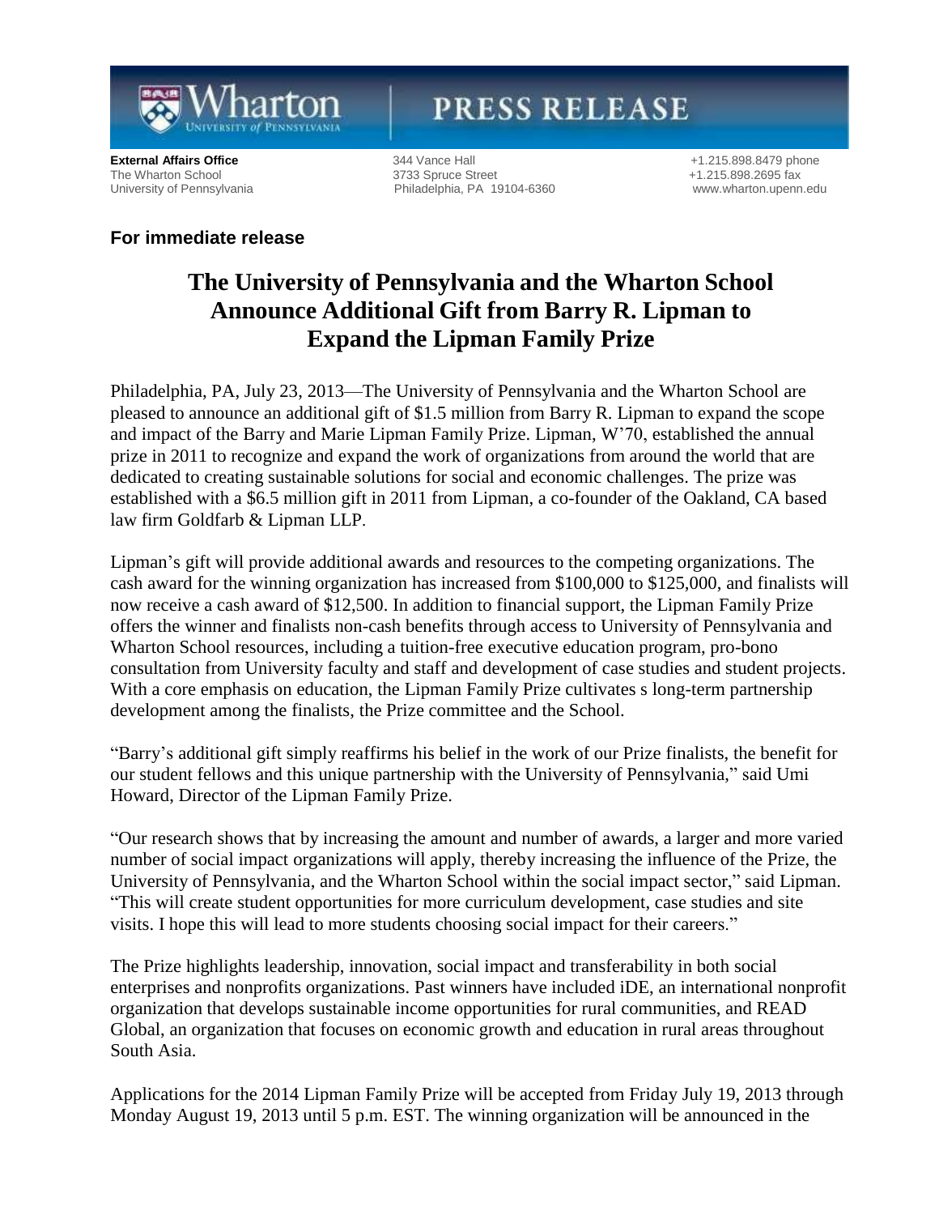**External Affairs Office**
The Wharton School
University of Pennsylvania

344 Vance Hall
3733 Spruce Street
Philadelphia, PA 19104-6360

+1.215.898.8479 phone
+1.215.898.2695 fax
www.wharton.upenn.edu

**For immediate release**

# The University of Pennsylvania and the Wharton School Announce Additional Gift from Barry R. Lipman to Expand the Lipman Family Prize

Philadelphia, PA, July 23, 2013—The University of Pennsylvania and the Wharton School are pleased to announce an additional gift of $1.5 million from Barry R. Lipman to expand the scope and impact of the Barry and Marie Lipman Family Prize. Lipman, W'70, established the annual prize in 2011 to recognize and expand the work of organizations from around the world that are dedicated to creating sustainable solutions for social and economic challenges. The prize was established with a $6.5 million gift in 2011 from Lipman, a co-founder of the Oakland, CA based law firm Goldfarb & Lipman LLP.

Lipman's gift will provide additional awards and resources to the competing organizations. The cash award for the winning organization has increased from $100,000 to $125,000, and finalists will now receive a cash award of $12,500. In addition to financial support, the Lipman Family Prize offers the winner and finalists non-cash benefits through access to University of Pennsylvania and Wharton School resources, including a tuition-free executive education program, pro-bono consultation from University faculty and staff and development of case studies and student projects. With a core emphasis on education, the Lipman Family Prize cultivates s long-term partnership development among the finalists, the Prize committee and the School.

"Barry's additional gift simply reaffirms his belief in the work of our Prize finalists, the benefit for our student fellows and this unique partnership with the University of Pennsylvania," said Umi Howard, Director of the Lipman Family Prize.

"Our research shows that by increasing the amount and number of awards, a larger and more varied number of social impact organizations will apply, thereby increasing the influence of the Prize, the University of Pennsylvania, and the Wharton School within the social impact sector," said Lipman. "This will create student opportunities for more curriculum development, case studies and site visits. I hope this will lead to more students choosing social impact for their careers."

The Prize highlights leadership, innovation, social impact and transferability in both social enterprises and nonprofits organizations. Past winners have included iDE, an international nonprofit organization that develops sustainable income opportunities for rural communities, and READ Global, an organization that focuses on economic growth and education in rural areas throughout South Asia.

Applications for the 2014 Lipman Family Prize will be accepted from Friday July 19, 2013 through Monday August 19, 2013 until 5 p.m. EST. The winning organization will be announced in the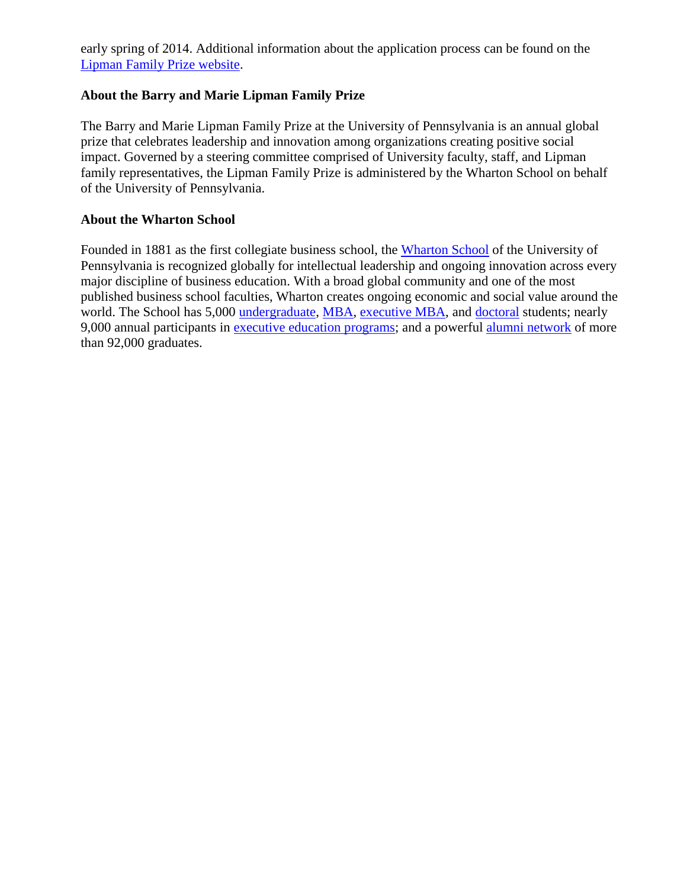early spring of 2014. Additional information about the application process can be found on the Lipman Family Prize website.

**About the Barry and Marie Lipman Family Prize**

The Barry and Marie Lipman Family Prize at the University of Pennsylvania is an annual global prize that celebrates leadership and innovation among organizations creating positive social impact. Governed by a steering committee comprised of University faculty, staff, and Lipman family representatives, the Lipman Family Prize is administered by the Wharton School on behalf of the University of Pennsylvania.

**About the Wharton School**

Founded in 1881 as the first collegiate business school, the Wharton School of the University of Pennsylvania is recognized globally for intellectual leadership and ongoing innovation across every major discipline of business education. With a broad global community and one of the most published business school faculties, Wharton creates ongoing economic and social value around the world. The School has 5,000 undergraduate, MBA, executive MBA, and doctoral students; nearly 9,000 annual participants in executive education programs; and a powerful alumni network of more than 92,000 graduates.